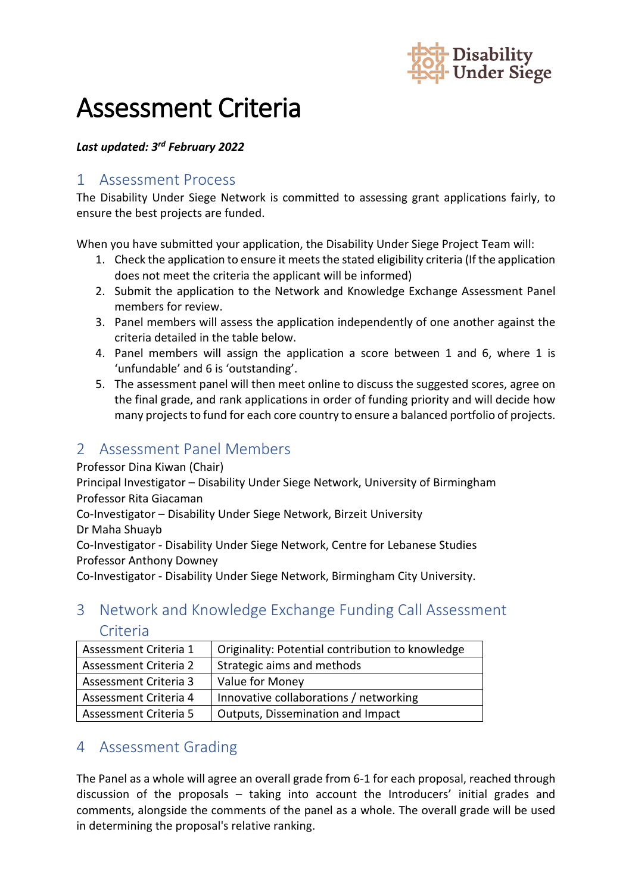# Assessment Criteria

***Last updated: 3rd February 2022***

## 1 Assessment Process

The Disability Under Siege Network is committed to assessing grant applications fairly, to ensure the best projects are funded.

When you have submitted your application, the Disability Under Siege Project Team will:

1. Check the application to ensure it meets the stated eligibility criteria (If the application does not meet the criteria the applicant will be informed)
2. Submit the application to the Network and Knowledge Exchange Assessment Panel members for review.
3. Panel members will assess the application independently of one another against the criteria detailed in the table below.
4. Panel members will assign the application a score between 1 and 6, where 1 is 'unfundable' and 6 is 'outstanding'.
5. The assessment panel will then meet online to discuss the suggested scores, agree on the final grade, and rank applications in order of funding priority and will decide how many projects to fund for each core country to ensure a balanced portfolio of projects.

## 2 Assessment Panel Members

Professor Dina Kiwan (Chair)
Principal Investigator – Disability Under Siege Network, University of Birmingham
Professor Rita Giacaman
Co-Investigator – Disability Under Siege Network, Birzeit University
Dr Maha Shuayb
Co-Investigator - Disability Under Siege Network, Centre for Lebanese Studies
Professor Anthony Downey
Co-Investigator - Disability Under Siege Network, Birmingham City University.

## 3 Network and Knowledge Exchange Funding Call Assessment Criteria

| | |
|---|---|
| Assessment Criteria 1 | Originality: Potential contribution to knowledge |
| Assessment Criteria 2 | Strategic aims and methods |
| Assessment Criteria 3 | Value for Money |
| Assessment Criteria 4 | Innovative collaborations / networking |
| Assessment Criteria 5 | Outputs, Dissemination and Impact |

## 4 Assessment Grading

The Panel as a whole will agree an overall grade from 6-1 for each proposal, reached through discussion of the proposals – taking into account the Introducers' initial grades and comments, alongside the comments of the panel as a whole. The overall grade will be used in determining the proposal's relative ranking.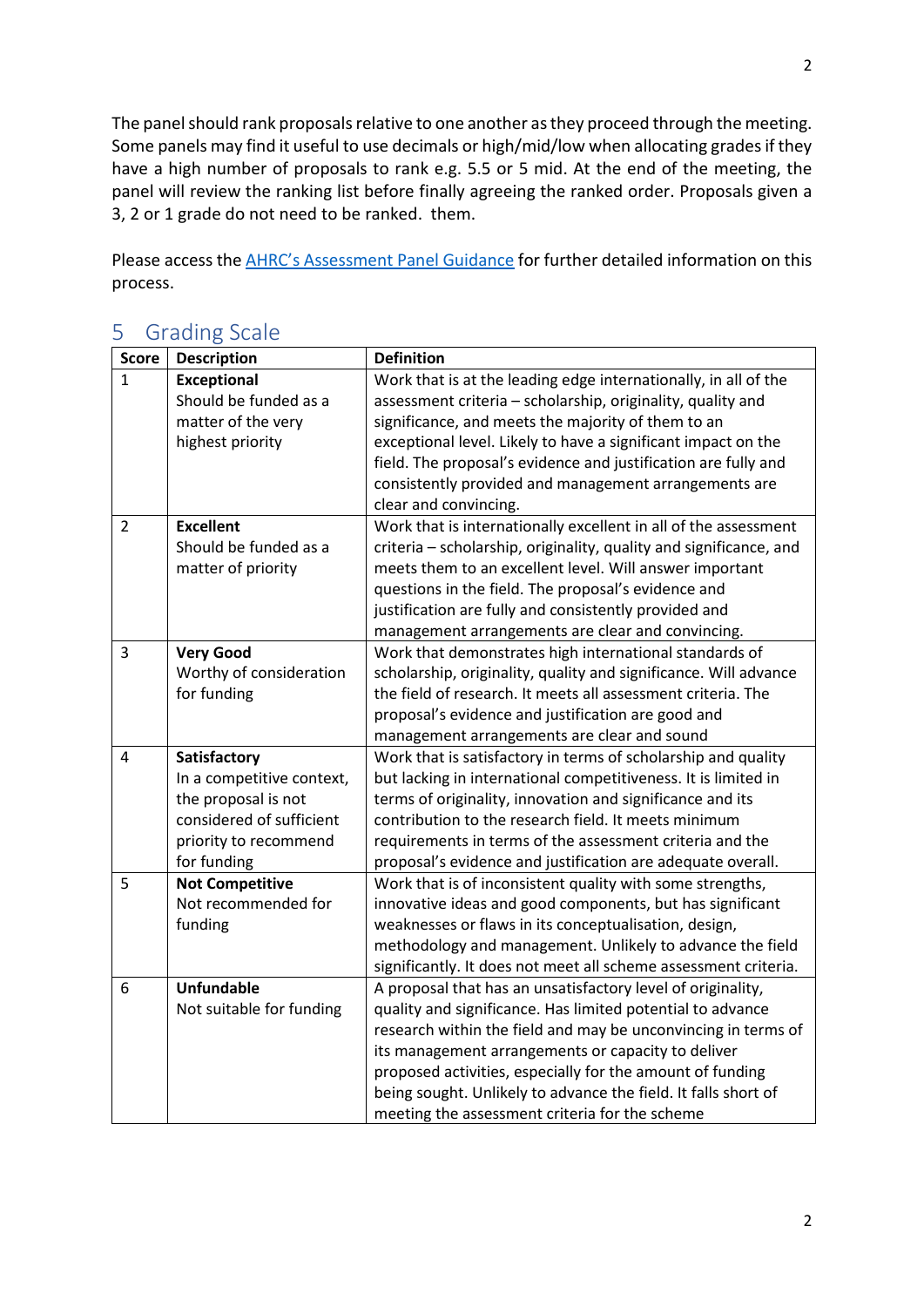The panel should rank proposals relative to one another as they proceed through the meeting. Some panels may find it useful to use decimals or high/mid/low when allocating grades if they have a high number of proposals to rank e.g. 5.5 or 5 mid. At the end of the meeting, the panel will review the ranking list before finally agreeing the ranked order. Proposals given a 3, 2 or 1 grade do not need to be ranked. them.

Please access the [AHRC's Assessment Panel Guidance]() for further detailed information on this process.

## 5 Grading Scale

| Score | Description | Definition |
|---|---|---|
| 1 | **Exceptional** Should be funded as a matter of the very highest priority | Work that is at the leading edge internationally, in all of the assessment criteria – scholarship, originality, quality and significance, and meets the majority of them to an exceptional level. Likely to have a significant impact on the field. The proposal's evidence and justification are fully and consistently provided and management arrangements are clear and convincing. |
| 2 | **Excellent** Should be funded as a matter of priority | Work that is internationally excellent in all of the assessment criteria – scholarship, originality, quality and significance, and meets them to an excellent level. Will answer important questions in the field. The proposal's evidence and justification are fully and consistently provided and management arrangements are clear and convincing. |
| 3 | **Very Good** Worthy of consideration for funding | Work that demonstrates high international standards of scholarship, originality, quality and significance. Will advance the field of research. It meets all assessment criteria. The proposal's evidence and justification are good and management arrangements are clear and sound |
| 4 | **Satisfactory** In a competitive context, the proposal is not considered of sufficient priority to recommend for funding | Work that is satisfactory in terms of scholarship and quality but lacking in international competitiveness. It is limited in terms of originality, innovation and significance and its contribution to the research field. It meets minimum requirements in terms of the assessment criteria and the proposal's evidence and justification are adequate overall. |
| 5 | **Not Competitive** Not recommended for funding | Work that is of inconsistent quality with some strengths, innovative ideas and good components, but has significant weaknesses or flaws in its conceptualisation, design, methodology and management. Unlikely to advance the field significantly. It does not meet all scheme assessment criteria. |
| 6 | **Unfundable** Not suitable for funding | A proposal that has an unsatisfactory level of originality, quality and significance. Has limited potential to advance research within the field and may be unconvincing in terms of its management arrangements or capacity to deliver proposed activities, especially for the amount of funding being sought. Unlikely to advance the field. It falls short of meeting the assessment criteria for the scheme |